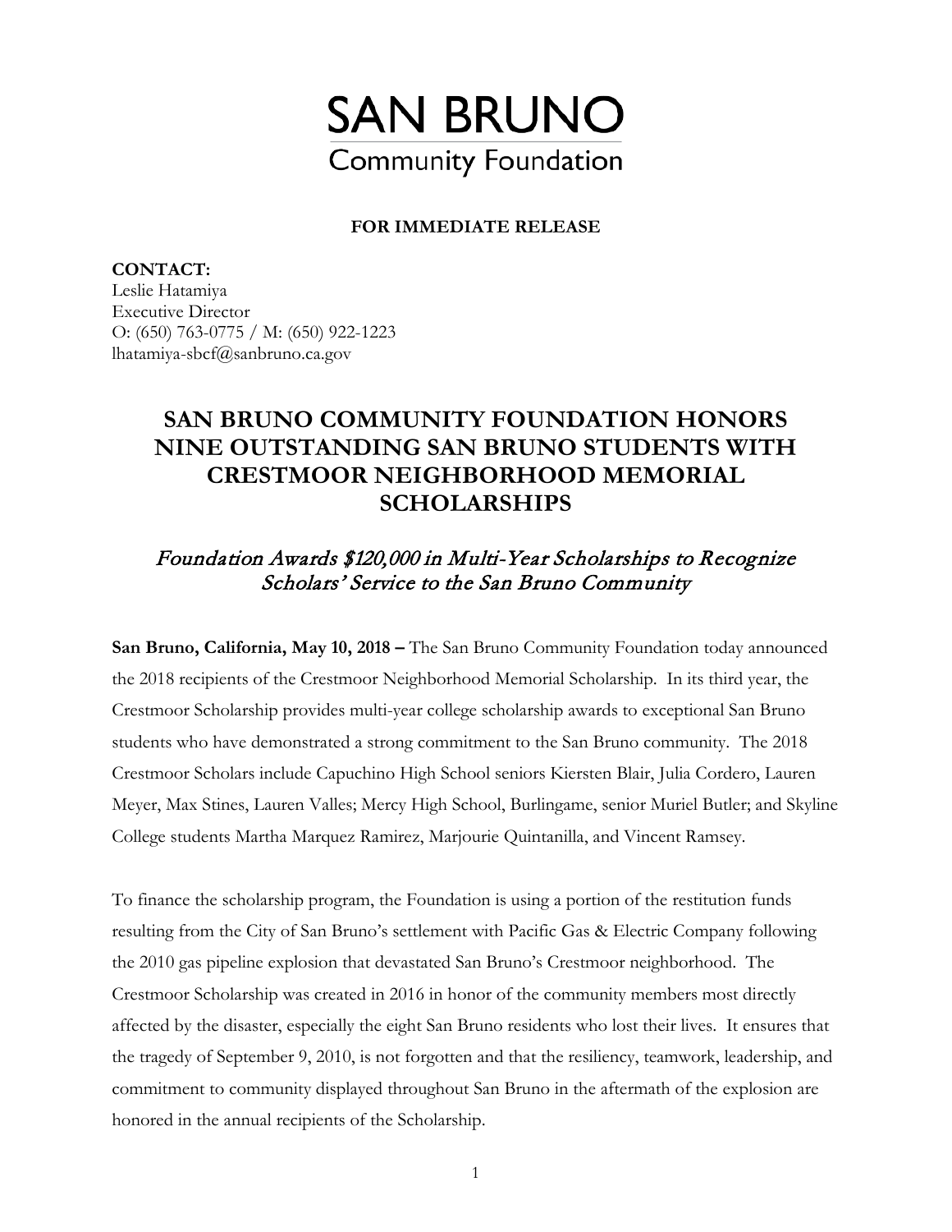# SAN BRUNO
Community Foundation

**FOR IMMEDIATE RELEASE**

**CONTACT:**
Leslie Hatamiya
Executive Director
O: (650) 763-0775 / M: (650) 922-1223
lhatamiya-sbcf@sanbruno.ca.gov

## SAN BRUNO COMMUNITY FOUNDATION HONORS NINE OUTSTANDING SAN BRUNO STUDENTS WITH CRESTMOOR NEIGHBORHOOD MEMORIAL SCHOLARSHIPS

### *Foundation Awards $120,000 in Multi-Year Scholarships to Recognize Scholars' Service to the San Bruno Community*

**San Bruno, California, May 10, 2018 –** The San Bruno Community Foundation today announced the 2018 recipients of the Crestmoor Neighborhood Memorial Scholarship. In its third year, the Crestmoor Scholarship provides multi-year college scholarship awards to exceptional San Bruno students who have demonstrated a strong commitment to the San Bruno community. The 2018 Crestmoor Scholars include Capuchino High School seniors Kiersten Blair, Julia Cordero, Lauren Meyer, Max Stines, Lauren Valles; Mercy High School, Burlingame, senior Muriel Butler; and Skyline College students Martha Marquez Ramirez, Marjourie Quintanilla, and Vincent Ramsey.

To finance the scholarship program, the Foundation is using a portion of the restitution funds resulting from the City of San Bruno's settlement with Pacific Gas & Electric Company following the 2010 gas pipeline explosion that devastated San Bruno's Crestmoor neighborhood. The Crestmoor Scholarship was created in 2016 in honor of the community members most directly affected by the disaster, especially the eight San Bruno residents who lost their lives. It ensures that the tragedy of September 9, 2010, is not forgotten and that the resiliency, teamwork, leadership, and commitment to community displayed throughout San Bruno in the aftermath of the explosion are honored in the annual recipients of the Scholarship.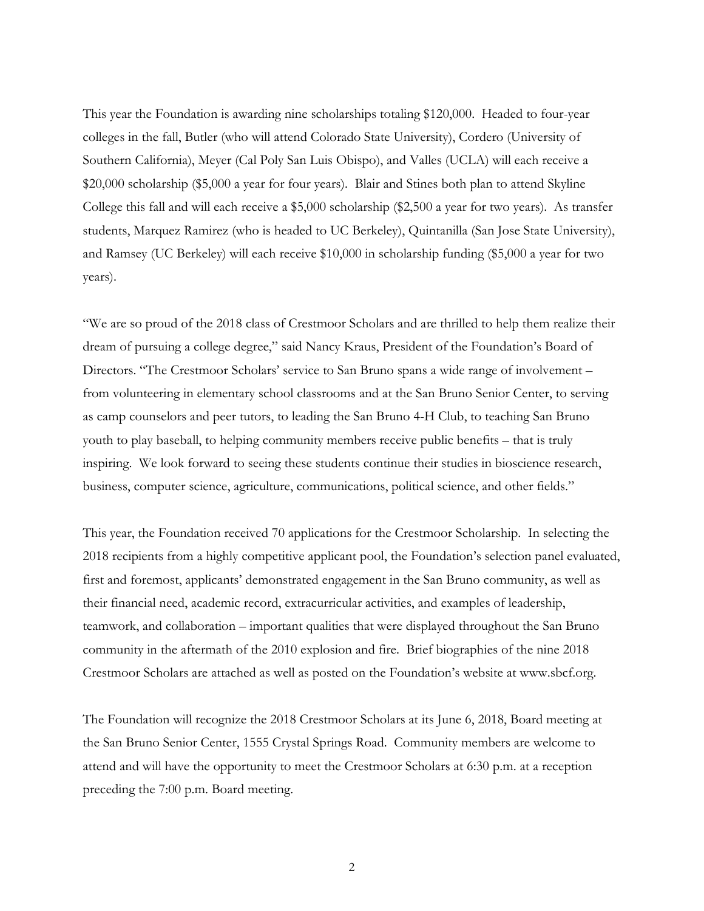This year the Foundation is awarding nine scholarships totaling $120,000. Headed to four-year colleges in the fall, Butler (who will attend Colorado State University), Cordero (University of Southern California), Meyer (Cal Poly San Luis Obispo), and Valles (UCLA) will each receive a $20,000 scholarship ($5,000 a year for four years). Blair and Stines both plan to attend Skyline College this fall and will each receive a $5,000 scholarship ($2,500 a year for two years). As transfer students, Marquez Ramirez (who is headed to UC Berkeley), Quintanilla (San Jose State University), and Ramsey (UC Berkeley) will each receive $10,000 in scholarship funding ($5,000 a year for two years).

"We are so proud of the 2018 class of Crestmoor Scholars and are thrilled to help them realize their dream of pursuing a college degree," said Nancy Kraus, President of the Foundation's Board of Directors. "The Crestmoor Scholars' service to San Bruno spans a wide range of involvement – from volunteering in elementary school classrooms and at the San Bruno Senior Center, to serving as camp counselors and peer tutors, to leading the San Bruno 4-H Club, to teaching San Bruno youth to play baseball, to helping community members receive public benefits – that is truly inspiring. We look forward to seeing these students continue their studies in bioscience research, business, computer science, agriculture, communications, political science, and other fields."

This year, the Foundation received 70 applications for the Crestmoor Scholarship. In selecting the 2018 recipients from a highly competitive applicant pool, the Foundation's selection panel evaluated, first and foremost, applicants' demonstrated engagement in the San Bruno community, as well as their financial need, academic record, extracurricular activities, and examples of leadership, teamwork, and collaboration – important qualities that were displayed throughout the San Bruno community in the aftermath of the 2010 explosion and fire. Brief biographies of the nine 2018 Crestmoor Scholars are attached as well as posted on the Foundation's website at www.sbcf.org.

The Foundation will recognize the 2018 Crestmoor Scholars at its June 6, 2018, Board meeting at the San Bruno Senior Center, 1555 Crystal Springs Road. Community members are welcome to attend and will have the opportunity to meet the Crestmoor Scholars at 6:30 p.m. at a reception preceding the 7:00 p.m. Board meeting.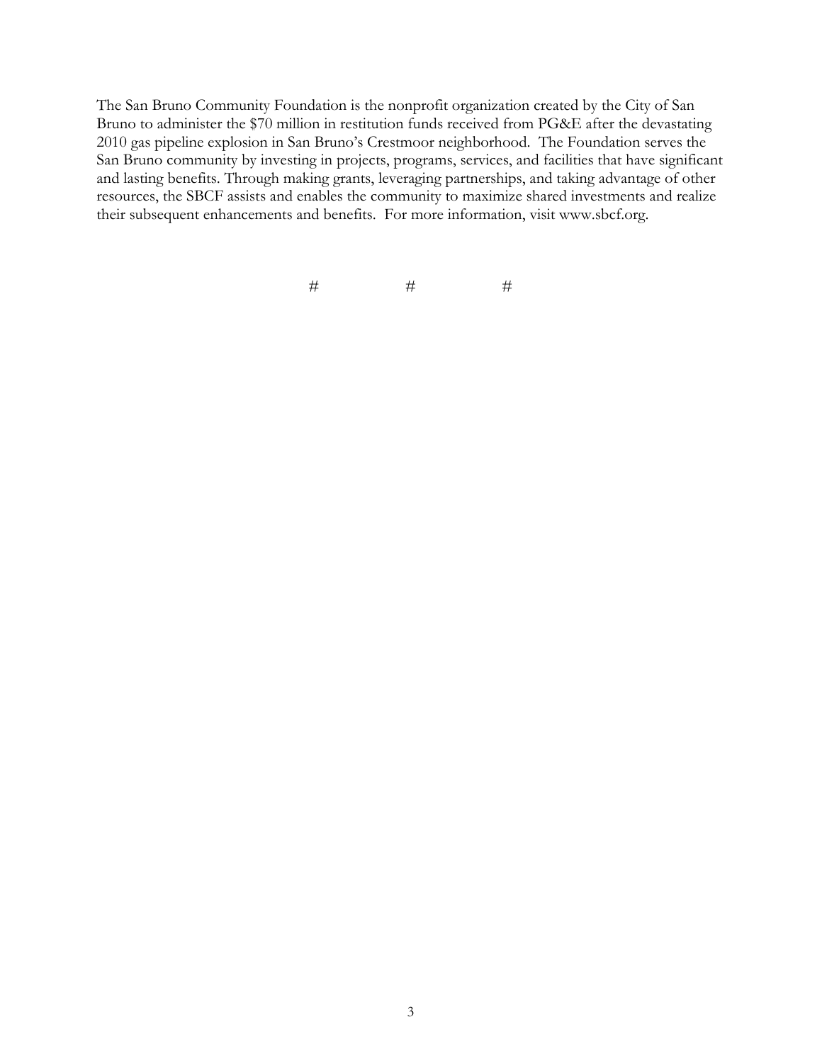The San Bruno Community Foundation is the nonprofit organization created by the City of San Bruno to administer the $70 million in restitution funds received from PG&E after the devastating 2010 gas pipeline explosion in San Bruno's Crestmoor neighborhood. The Foundation serves the San Bruno community by investing in projects, programs, services, and facilities that have significant and lasting benefits. Through making grants, leveraging partnerships, and taking advantage of other resources, the SBCF assists and enables the community to maximize shared investments and realize their subsequent enhancements and benefits. For more information, visit www.sbcf.org.

# # #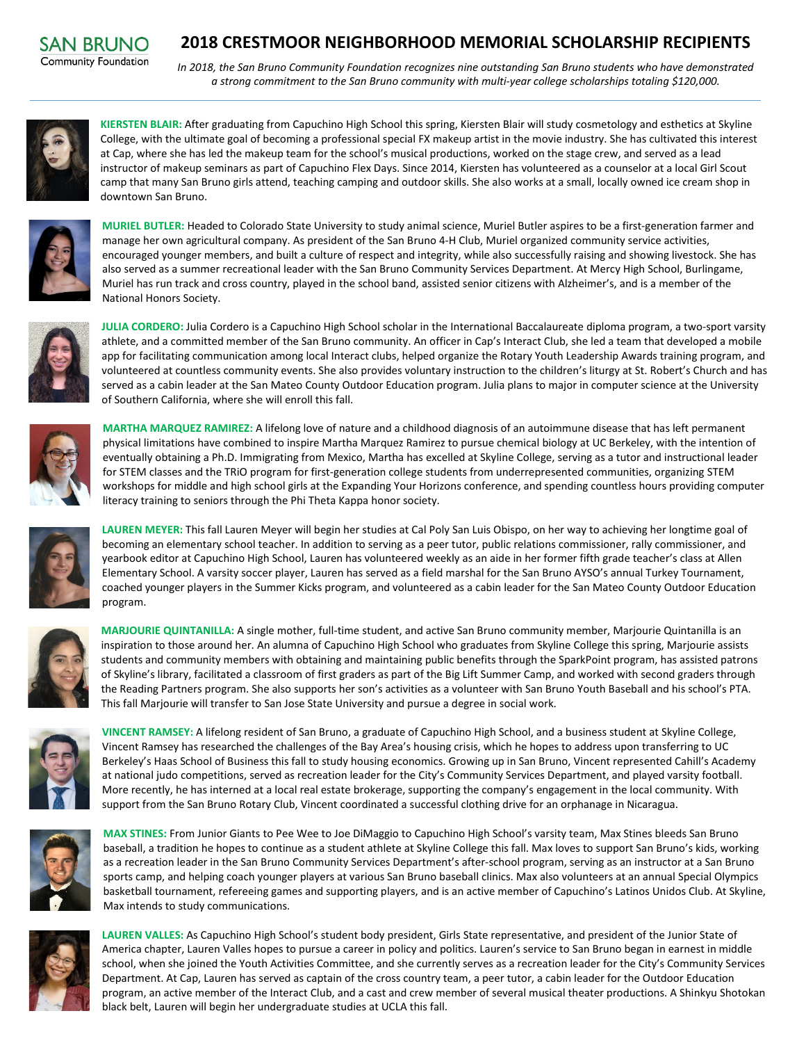SAN BRUNO
Community Foundation

# 2018 CRESTMOOR NEIGHBORHOOD MEMORIAL SCHOLARSHIP RECIPIENTS

*In 2018, the San Bruno Community Foundation recognizes nine outstanding San Bruno students who have demonstrated a strong commitment to the San Bruno community with multi-year college scholarships totaling $120,000.*

**KIERSTEN BLAIR:** After graduating from Capuchino High School this spring, Kiersten Blair will study cosmetology and esthetics at Skyline College, with the ultimate goal of becoming a professional special FX makeup artist in the movie industry. She has cultivated this interest at Cap, where she has led the makeup team for the school's musical productions, worked on the stage crew, and served as a lead instructor of makeup seminars as part of Capuchino Flex Days. Since 2014, Kiersten has volunteered as a counselor at a local Girl Scout camp that many San Bruno girls attend, teaching camping and outdoor skills. She also works at a small, locally owned ice cream shop in downtown San Bruno.

**MURIEL BUTLER:** Headed to Colorado State University to study animal science, Muriel Butler aspires to be a first-generation farmer and manage her own agricultural company. As president of the San Bruno 4-H Club, Muriel organized community service activities, encouraged younger members, and built a culture of respect and integrity, while also successfully raising and showing livestock. She has also served as a summer recreational leader with the San Bruno Community Services Department. At Mercy High School, Burlingame, Muriel has run track and cross country, played in the school band, assisted senior citizens with Alzheimer's, and is a member of the National Honors Society.

**JULIA CORDERO:** Julia Cordero is a Capuchino High School scholar in the International Baccalaureate diploma program, a two-sport varsity athlete, and a committed member of the San Bruno community. An officer in Cap's Interact Club, she led a team that developed a mobile app for facilitating communication among local Interact clubs, helped organize the Rotary Youth Leadership Awards training program, and volunteered at countless community events. She also provides voluntary instruction to the children's liturgy at St. Robert's Church and has served as a cabin leader at the San Mateo County Outdoor Education program. Julia plans to major in computer science at the University of Southern California, where she will enroll this fall.

**MARTHA MARQUEZ RAMIREZ:** A lifelong love of nature and a childhood diagnosis of an autoimmune disease that has left permanent physical limitations have combined to inspire Martha Marquez Ramirez to pursue chemical biology at UC Berkeley, with the intention of eventually obtaining a Ph.D. Immigrating from Mexico, Martha has excelled at Skyline College, serving as a tutor and instructional leader for STEM classes and the TRiO program for first-generation college students from underrepresented communities, organizing STEM workshops for middle and high school girls at the Expanding Your Horizons conference, and spending countless hours providing computer literacy training to seniors through the Phi Theta Kappa honor society.

**LAUREN MEYER:** This fall Lauren Meyer will begin her studies at Cal Poly San Luis Obispo, on her way to achieving her longtime goal of becoming an elementary school teacher. In addition to serving as a peer tutor, public relations commissioner, rally commissioner, and yearbook editor at Capuchino High School, Lauren has volunteered weekly as an aide in her former fifth grade teacher's class at Allen Elementary School. A varsity soccer player, Lauren has served as a field marshal for the San Bruno AYSO's annual Turkey Tournament, coached younger players in the Summer Kicks program, and volunteered as a cabin leader for the San Mateo County Outdoor Education program.

**MARJOURIE QUINTANILLA:** A single mother, full-time student, and active San Bruno community member, Marjourie Quintanilla is an inspiration to those around her. An alumna of Capuchino High School who graduates from Skyline College this spring, Marjourie assists students and community members with obtaining and maintaining public benefits through the SparkPoint program, has assisted patrons of Skyline's library, facilitated a classroom of first graders as part of the Big Lift Summer Camp, and worked with second graders through the Reading Partners program. She also supports her son's activities as a volunteer with San Bruno Youth Baseball and his school's PTA. This fall Marjourie will transfer to San Jose State University and pursue a degree in social work.

**VINCENT RAMSEY:** A lifelong resident of San Bruno, a graduate of Capuchino High School, and a business student at Skyline College, Vincent Ramsey has researched the challenges of the Bay Area's housing crisis, which he hopes to address upon transferring to UC Berkeley's Haas School of Business this fall to study housing economics. Growing up in San Bruno, Vincent represented Cahill's Academy at national judo competitions, served as recreation leader for the City's Community Services Department, and played varsity football. More recently, he has interned at a local real estate brokerage, supporting the company's engagement in the local community. With support from the San Bruno Rotary Club, Vincent coordinated a successful clothing drive for an orphanage in Nicaragua.

**MAX STINES:** From Junior Giants to Pee Wee to Joe DiMaggio to Capuchino High School's varsity team, Max Stines bleeds San Bruno baseball, a tradition he hopes to continue as a student athlete at Skyline College this fall. Max loves to support San Bruno's kids, working as a recreation leader in the San Bruno Community Services Department's after-school program, serving as an instructor at a San Bruno sports camp, and helping coach younger players at various San Bruno baseball clinics. Max also volunteers at an annual Special Olympics basketball tournament, refereeing games and supporting players, and is an active member of Capuchino's Latinos Unidos Club. At Skyline, Max intends to study communications.

**LAUREN VALLES:** As Capuchino High School's student body president, Girls State representative, and president of the Junior State of America chapter, Lauren Valles hopes to pursue a career in policy and politics. Lauren's service to San Bruno began in earnest in middle school, when she joined the Youth Activities Committee, and she currently serves as a recreation leader for the City's Community Services Department. At Cap, Lauren has served as captain of the cross country team, a peer tutor, a cabin leader for the Outdoor Education program, an active member of the Interact Club, and a cast and crew member of several musical theater productions. A Shinkyu Shotokan black belt, Lauren will begin her undergraduate studies at UCLA this fall.